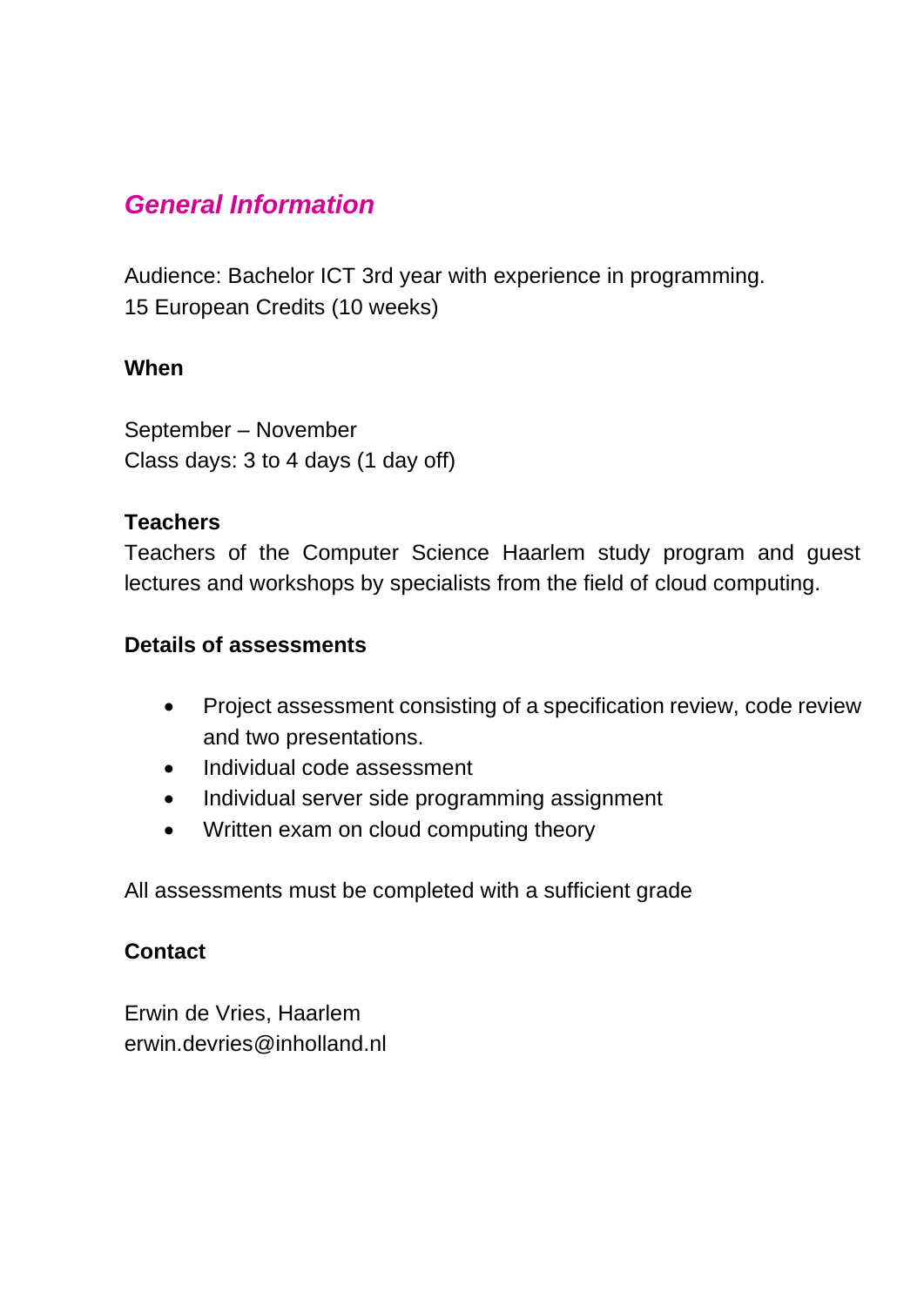## *General Information*

Audience: Bachelor ICT 3rd year with experience in programming.
15 European Credits (10 weeks)

**When**

September – November
Class days: 3 to 4 days (1 day off)

**Teachers**
Teachers of the Computer Science Haarlem study program and guest lectures and workshops by specialists from the field of cloud computing.

**Details of assessments**

- Project assessment consisting of a specification review, code review and two presentations.
- Individual code assessment
- Individual server side programming assignment
- Written exam on cloud computing theory

All assessments must be completed with a sufficient grade

**Contact**

Erwin de Vries, Haarlem
erwin.devries@inholland.nl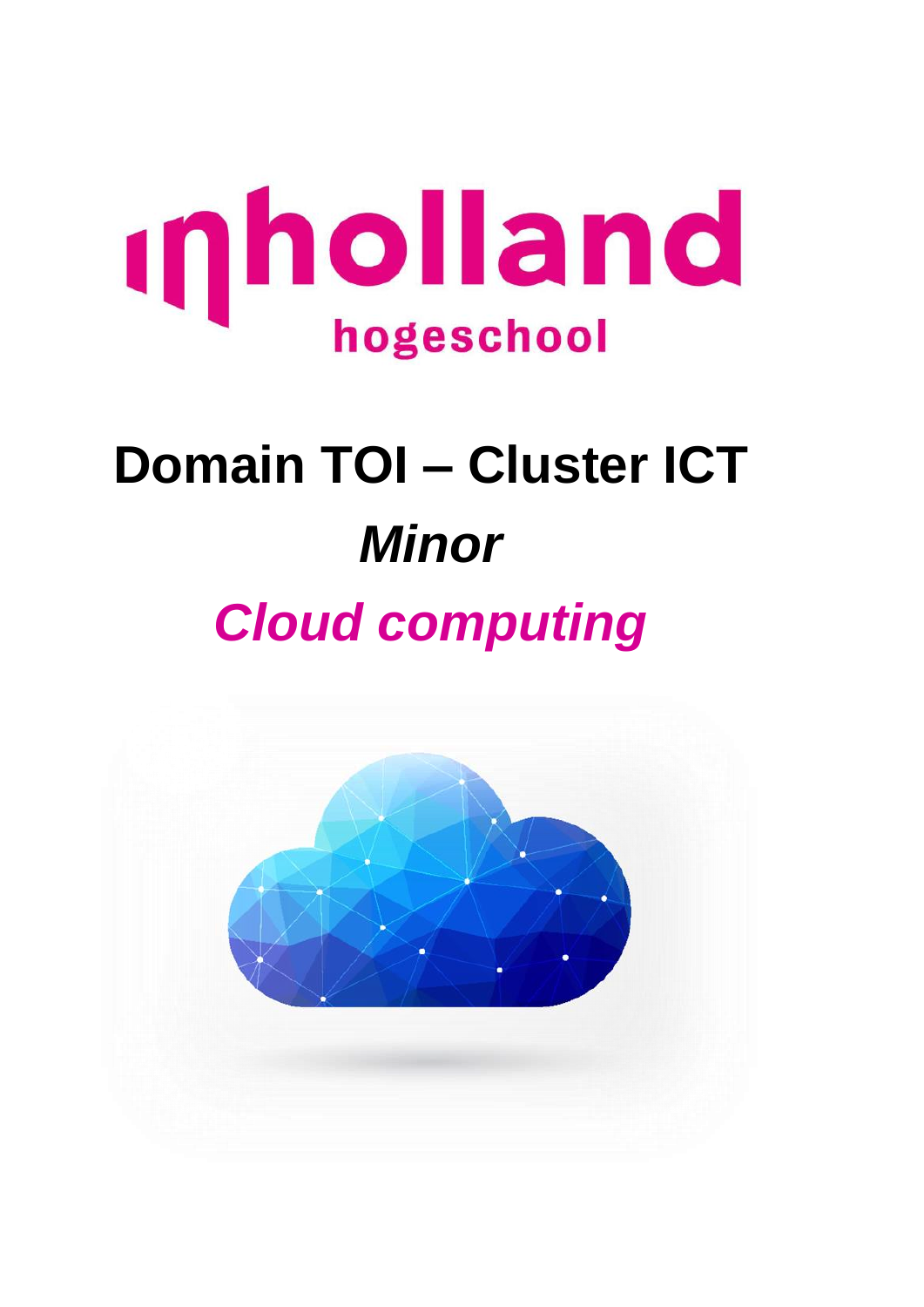# inholland hogeschool

# Domain TOI – Cluster ICT

## *Minor*

## *Cloud computing*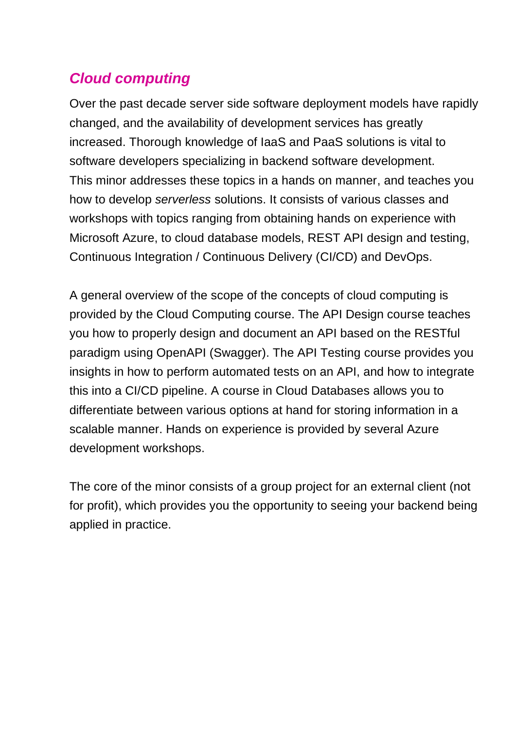## *Cloud computing*

Over the past decade server side software deployment models have rapidly changed, and the availability of development services has greatly increased. Thorough knowledge of IaaS and PaaS solutions is vital to software developers specializing in backend software development. This minor addresses these topics in a hands on manner, and teaches you how to develop *serverless* solutions. It consists of various classes and workshops with topics ranging from obtaining hands on experience with Microsoft Azure, to cloud database models, REST API design and testing, Continuous Integration / Continuous Delivery (CI/CD) and DevOps.

A general overview of the scope of the concepts of cloud computing is provided by the Cloud Computing course. The API Design course teaches you how to properly design and document an API based on the RESTful paradigm using OpenAPI (Swagger). The API Testing course provides you insights in how to perform automated tests on an API, and how to integrate this into a CI/CD pipeline. A course in Cloud Databases allows you to differentiate between various options at hand for storing information in a scalable manner. Hands on experience is provided by several Azure development workshops.

The core of the minor consists of a group project for an external client (not for profit), which provides you the opportunity to seeing your backend being applied in practice.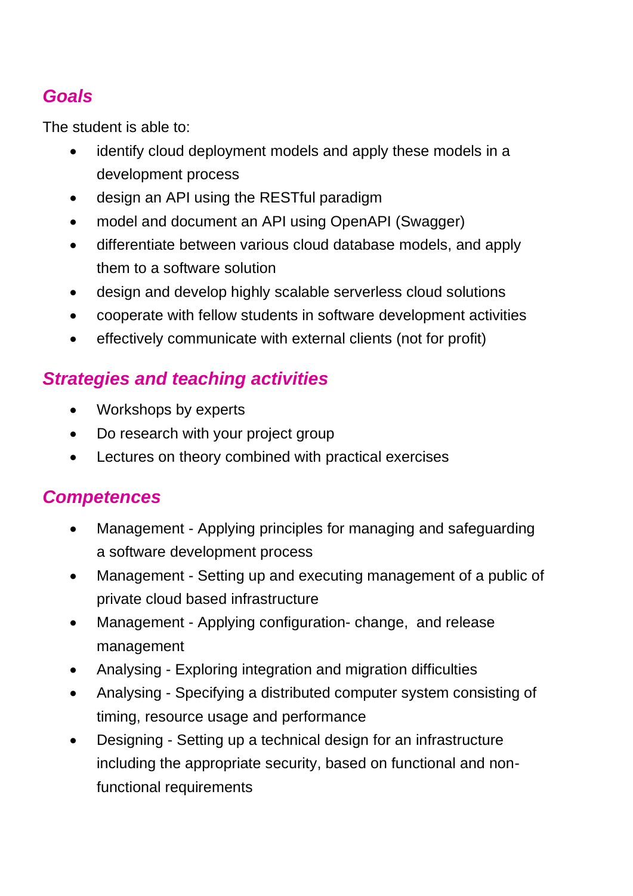## *Goals*

The student is able to:

- identify cloud deployment models and apply these models in a development process
- design an API using the RESTful paradigm
- model and document an API using OpenAPI (Swagger)
- differentiate between various cloud database models, and apply them to a software solution
- design and develop highly scalable serverless cloud solutions
- cooperate with fellow students in software development activities
- effectively communicate with external clients (not for profit)

## *Strategies and teaching activities*

- Workshops by experts
- Do research with your project group
- Lectures on theory combined with practical exercises

## *Competences*

- Management - Applying principles for managing and safeguarding a software development process
- Management - Setting up and executing management of a public of private cloud based infrastructure
- Management - Applying configuration- change,  and release management
- Analysing - Exploring integration and migration difficulties
- Analysing - Specifying a distributed computer system consisting of timing, resource usage and performance
- Designing - Setting up a technical design for an infrastructure including the appropriate security, based on functional and non-functional requirements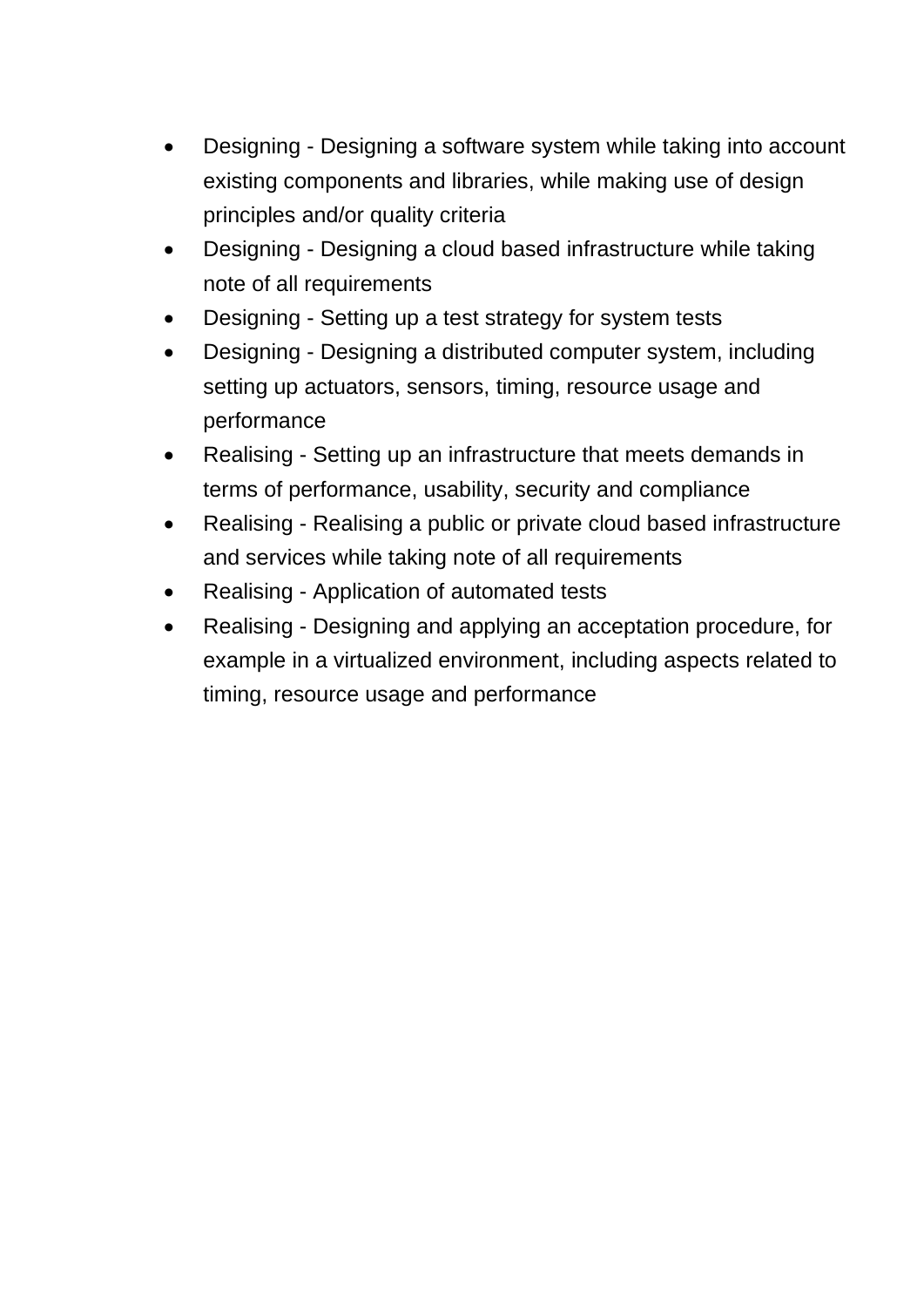- Designing - Designing a software system while taking into account existing components and libraries, while making use of design principles and/or quality criteria
- Designing - Designing a cloud based infrastructure while taking note of all requirements
- Designing - Setting up a test strategy for system tests
- Designing - Designing a distributed computer system, including setting up actuators, sensors, timing, resource usage and performance
- Realising - Setting up an infrastructure that meets demands in terms of performance, usability, security and compliance
- Realising - Realising a public or private cloud based infrastructure and services while taking note of all requirements
- Realising - Application of automated tests
- Realising - Designing and applying an acceptation procedure, for example in a virtualized environment, including aspects related to timing, resource usage and performance